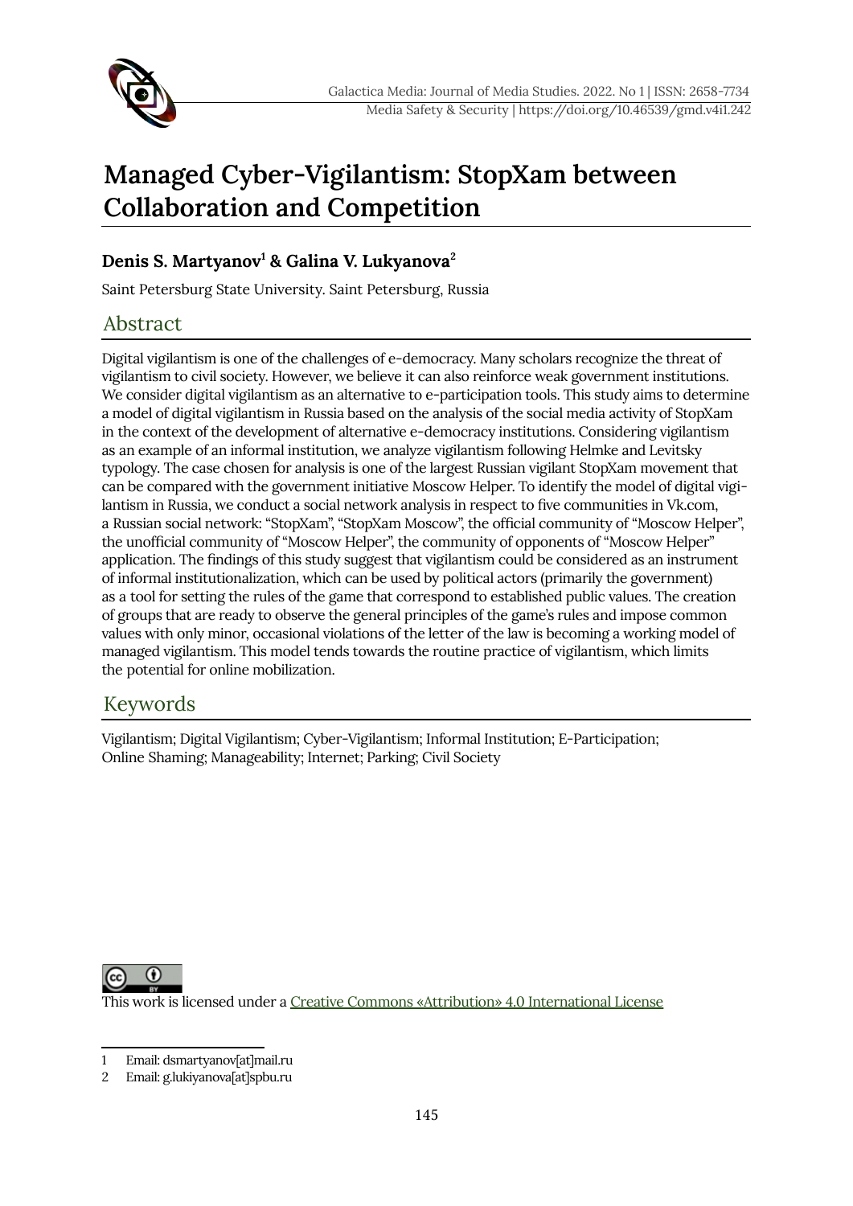# Managed Cyber-Vigilantism: StopXam between Collaboration and Competition

**Denis S. Martyanov[1] & Galina V. Lukyanova[2]**

Saint Petersburg State University. Saint Petersburg, Russia

## Abstract

Digital vigilantism is one of the challenges of e-democracy. Many scholars recognize the threat of vigilantism to civil society. However, we believe it can also reinforce weak government institutions. We consider digital vigilantism as an alternative to e-participation tools. This study aims to determine a model of digital vigilantism in Russia based on the analysis of the social media activity of StopXam in the context of the development of alternative e-democracy institutions. Considering vigilantism as an example of an informal institution, we analyze vigilantism following Helmke and Levitsky typology. The case chosen for analysis is one of the largest Russian vigilant StopXam movement that can be compared with the government initiative Moscow Helper. To identify the model of digital vigilantism in Russia, we conduct a social network analysis in respect to five communities in Vk.com, a Russian social network: "StopXam", "StopXam Moscow", the official community of "Moscow Helper", the unofficial community of "Moscow Helper", the community of opponents of "Moscow Helper" application. The findings of this study suggest that vigilantism could be considered as an instrument of informal institutionalization, which can be used by political actors (primarily the government) as a tool for setting the rules of the game that correspond to established public values. The creation of groups that are ready to observe the general principles of the game's rules and impose common values with only minor, occasional violations of the letter of the law is becoming a working model of managed vigilantism. This model tends towards the routine practice of vigilantism, which limits the potential for online mobilization.

## Keywords

Vigilantism; Digital Vigilantism; Cyber-Vigilantism; Informal Institution; E-Participation; Online Shaming; Manageability; Internet; Parking; Civil Society

This work is licensed under a Creative Commons «Attribution» 4.0 International License

---

1 Email: dsmartyanov[at]mail.ru

2 Email: g.lukiyanova[at]spbu.ru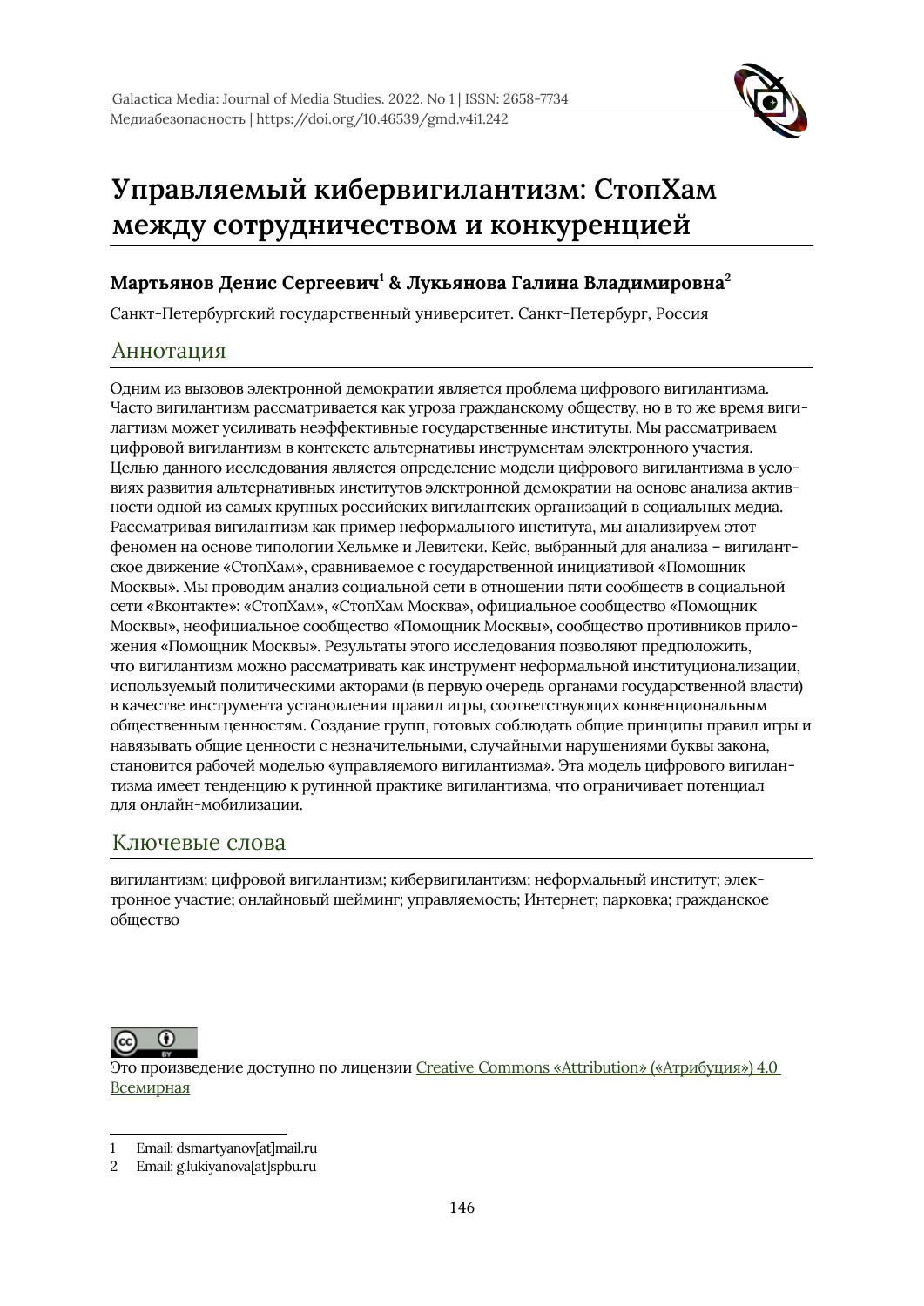# Управляемый кибервигилантизм: СтопХам между сотрудничеством и конкуренцией

**Мартьянов Денис Сергеевич[1] & Лукьянова Галина Владимировна[2]**

Санкт-Петербургский государственный университет. Санкт-Петербург, Россия

## Аннотация

Одним из вызовов электронной демократии является проблема цифрового вигилантизма. Часто вигилантизм рассматривается как угроза гражданскому обществу, но в то же время вигилагтизм может усиливать неэффективные государственные институты. Мы рассматриваем цифровой вигилантизм в контексте альтернативы инструментам электронного участия. Целью данного исследования является определение модели цифрового вигилантизма в условиях развития альтернативных институтов электронной демократии на основе анализа активности одной из самых крупных российских вигилантских организаций в социальных медиа. Рассматривая вигилантизм как пример неформального института, мы анализируем этот феномен на основе типологии Хельмке и Левитски. Кейс, выбранный для анализа – вигилантское движение «СтопХам», сравниваемое с государственной инициативой «Помощник Москвы». Мы проводим анализ социальной сети в отношении пяти сообществ в социальной сети «Вконтакте»: «СтопХам», «СтопХам Москва», официальное сообщество «Помощник Москвы», неофициальное сообщество «Помощник Москвы», сообщество противников приложения «Помощник Москвы». Результаты этого исследования позволяют предположить, что вигилантизм можно рассматривать как инструмент неформальной институционализации, используемый политическими акторами (в первую очередь органами государственной власти) в качестве инструмента установления правил игры, соответствующих конвенциональным общественным ценностям. Создание групп, готовых соблюдать общие принципы правил игры и навязывать общие ценности с незначительными, случайными нарушениями буквы закона, становится рабочей моделью «управляемого вигилантизма». Эта модель цифрового вигилантизма имеет тенденцию к рутинной практике вигилантизма, что ограничивает потенциал для онлайн-мобилизации.

## Ключевые слова

вигилантизм; цифровой вигилантизм; кибервигилантизм; неформальный институт; электронное участие; онлайновый шейминг; управляемость; Интернет; парковка; гражданское общество

Это произведение доступно по лицензии Creative Commons «Attribution» («Атрибуция») 4.0 Всемирная

---

1 Email: dsmartyanov[at]mail.ru

2 Email: g.lukiyanova[at]spbu.ru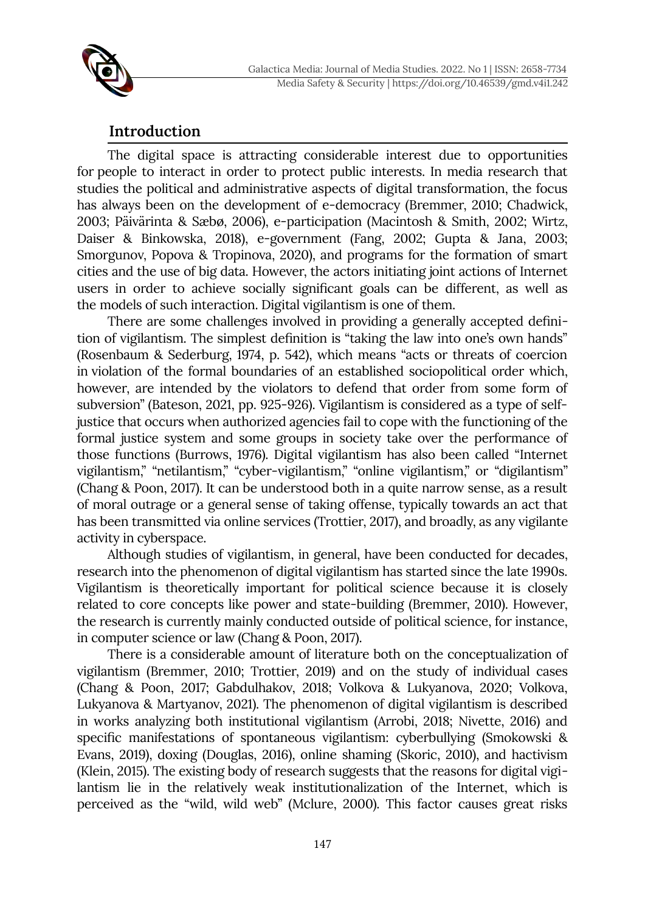## Introduction

The digital space is attracting considerable interest due to opportunities for people to interact in order to protect public interests. In media research that studies the political and administrative aspects of digital transformation, the focus has always been on the development of e-democracy (Bremmer, 2010; Chadwick, 2003; Päivärinta & Sæbø, 2006), e-participation (Macintosh & Smith, 2002; Wirtz, Daiser & Binkowska, 2018), e-government (Fang, 2002; Gupta & Jana, 2003; Smorgunov, Popova & Tropinova, 2020), and programs for the formation of smart cities and the use of big data. However, the actors initiating joint actions of Internet users in order to achieve socially significant goals can be different, as well as the models of such interaction. Digital vigilantism is one of them.

There are some challenges involved in providing a generally accepted definition of vigilantism. The simplest definition is "taking the law into one's own hands" (Rosenbaum & Sederburg, 1974, p. 542), which means "acts or threats of coercion in violation of the formal boundaries of an established sociopolitical order which, however, are intended by the violators to defend that order from some form of subversion" (Bateson, 2021, pp. 925-926). Vigilantism is considered as a type of self-justice that occurs when authorized agencies fail to cope with the functioning of the formal justice system and some groups in society take over the performance of those functions (Burrows, 1976). Digital vigilantism has also been called "Internet vigilantism," "netilantism," "cyber-vigilantism," "online vigilantism," or "digilantism" (Chang & Poon, 2017). It can be understood both in a quite narrow sense, as a result of moral outrage or a general sense of taking offense, typically towards an act that has been transmitted via online services (Trottier, 2017), and broadly, as any vigilante activity in cyberspace.

Although studies of vigilantism, in general, have been conducted for decades, research into the phenomenon of digital vigilantism has started since the late 1990s. Vigilantism is theoretically important for political science because it is closely related to core concepts like power and state-building (Bremmer, 2010). However, the research is currently mainly conducted outside of political science, for instance, in computer science or law (Chang & Poon, 2017).

There is a considerable amount of literature both on the conceptualization of vigilantism (Bremmer, 2010; Trottier, 2019) and on the study of individual cases (Chang & Poon, 2017; Gabdulhakov, 2018; Volkova & Lukyanova, 2020; Volkova, Lukyanova & Martyanov, 2021). The phenomenon of digital vigilantism is described in works analyzing both institutional vigilantism (Arrobi, 2018; Nivette, 2016) and specific manifestations of spontaneous vigilantism: cyberbullying (Smokowski & Evans, 2019), doxing (Douglas, 2016), online shaming (Skoric, 2010), and hactivism (Klein, 2015). The existing body of research suggests that the reasons for digital vigilantism lie in the relatively weak institutionalization of the Internet, which is perceived as the "wild, wild web" (Mclure, 2000). This factor causes great risks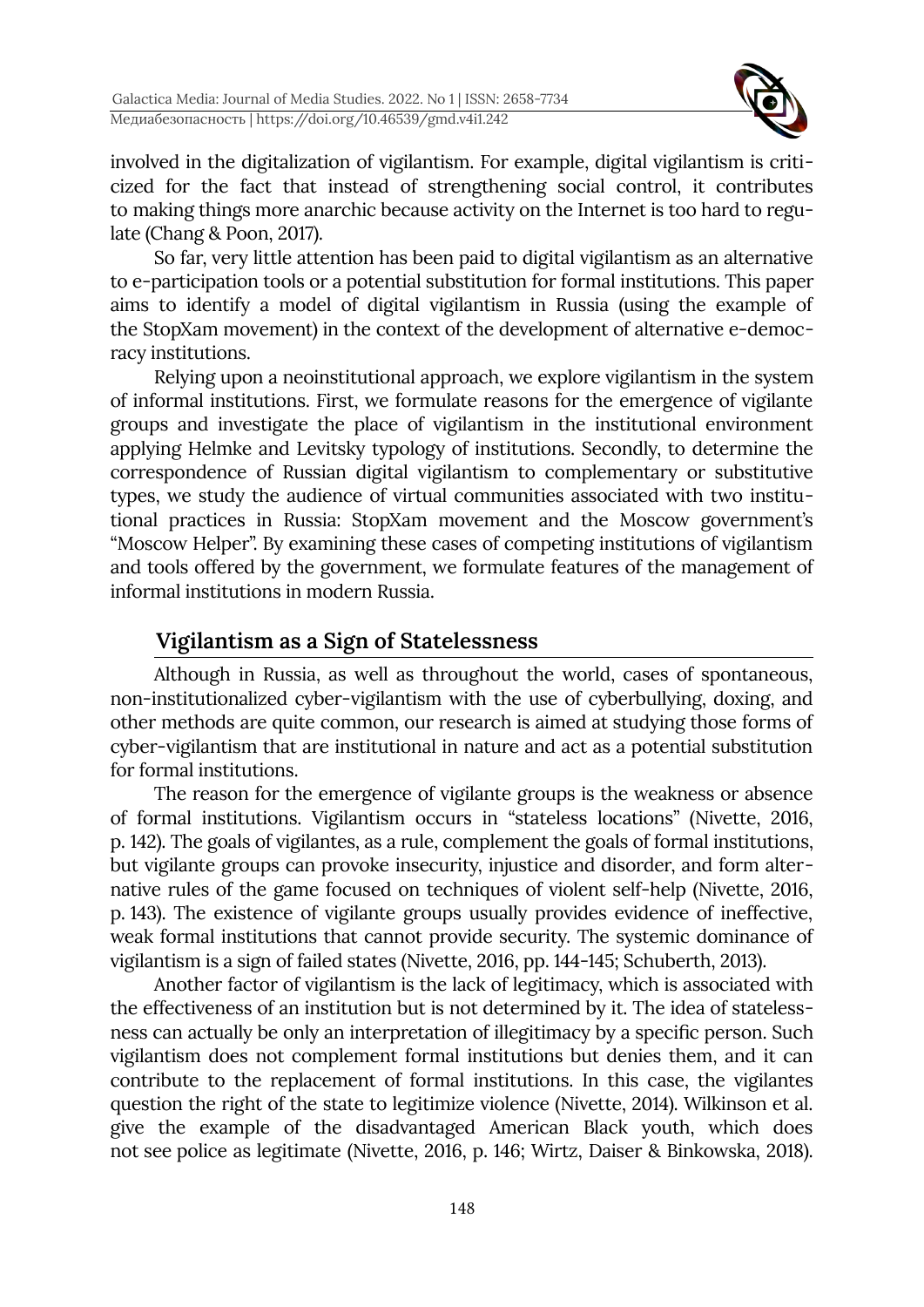involved in the digitalization of vigilantism. For example, digital vigilantism is criticized for the fact that instead of strengthening social control, it contributes to making things more anarchic because activity on the Internet is too hard to regulate (Chang & Poon, 2017).

So far, very little attention has been paid to digital vigilantism as an alternative to e-participation tools or a potential substitution for formal institutions. This paper aims to identify a model of digital vigilantism in Russia (using the example of the StopXam movement) in the context of the development of alternative e-democracy institutions.

Relying upon a neoinstitutional approach, we explore vigilantism in the system of informal institutions. First, we formulate reasons for the emergence of vigilante groups and investigate the place of vigilantism in the institutional environment applying Helmke and Levitsky typology of institutions. Secondly, to determine the correspondence of Russian digital vigilantism to complementary or substitutive types, we study the audience of virtual communities associated with two institutional practices in Russia: StopXam movement and the Moscow government's "Moscow Helper". By examining these cases of competing institutions of vigilantism and tools offered by the government, we formulate features of the management of informal institutions in modern Russia.

## Vigilantism as a Sign of Statelessness

Although in Russia, as well as throughout the world, cases of spontaneous, non-institutionalized cyber-vigilantism with the use of cyberbullying, doxing, and other methods are quite common, our research is aimed at studying those forms of cyber-vigilantism that are institutional in nature and act as a potential substitution for formal institutions.

The reason for the emergence of vigilante groups is the weakness or absence of formal institutions. Vigilantism occurs in "stateless locations" (Nivette, 2016, p. 142). The goals of vigilantes, as a rule, complement the goals of formal institutions, but vigilante groups can provoke insecurity, injustice and disorder, and form alternative rules of the game focused on techniques of violent self-help (Nivette, 2016, p. 143). The existence of vigilante groups usually provides evidence of ineffective, weak formal institutions that cannot provide security. The systemic dominance of vigilantism is a sign of failed states (Nivette, 2016, pp. 144-145; Schuberth, 2013).

Another factor of vigilantism is the lack of legitimacy, which is associated with the effectiveness of an institution but is not determined by it. The idea of statelessness can actually be only an interpretation of illegitimacy by a specific person. Such vigilantism does not complement formal institutions but denies them, and it can contribute to the replacement of formal institutions. In this case, the vigilantes question the right of the state to legitimize violence (Nivette, 2014). Wilkinson et al. give the example of the disadvantaged American Black youth, which does not see police as legitimate (Nivette, 2016, p. 146; Wirtz, Daiser & Binkowska, 2018).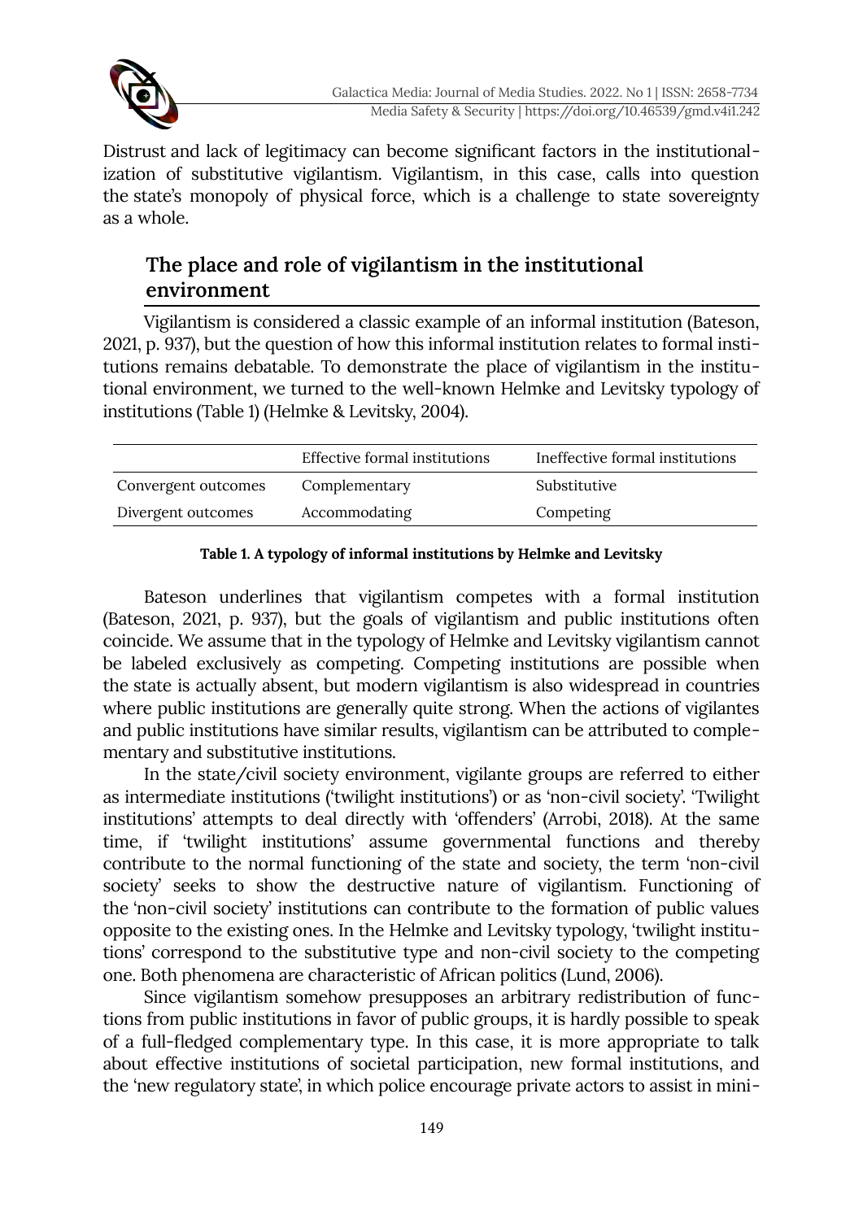Distrust and lack of legitimacy can become significant factors in the institutionalization of substitutive vigilantism. Vigilantism, in this case, calls into question the state's monopoly of physical force, which is a challenge to state sovereignty as a whole.

## The place and role of vigilantism in the institutional environment

Vigilantism is considered a classic example of an informal institution (Bateson, 2021, p. 937), but the question of how this informal institution relates to formal institutions remains debatable. To demonstrate the place of vigilantism in the institutional environment, we turned to the well-known Helmke and Levitsky typology of institutions (Table 1) (Helmke & Levitsky, 2004).

| | Effective formal institutions | Ineffective formal institutions |
|---|---|---|
| Convergent outcomes | Complementary | Substitutive |
| Divergent outcomes | Accommodating | Competing |

**Table 1. A typology of informal institutions by Helmke and Levitsky**

Bateson underlines that vigilantism competes with a formal institution (Bateson, 2021, p. 937), but the goals of vigilantism and public institutions often coincide. We assume that in the typology of Helmke and Levitsky vigilantism cannot be labeled exclusively as competing. Competing institutions are possible when the state is actually absent, but modern vigilantism is also widespread in countries where public institutions are generally quite strong. When the actions of vigilantes and public institutions have similar results, vigilantism can be attributed to complementary and substitutive institutions.

In the state/civil society environment, vigilante groups are referred to either as intermediate institutions ('twilight institutions') or as 'non-civil society'. 'Twilight institutions' attempts to deal directly with 'offenders' (Arrobi, 2018). At the same time, if 'twilight institutions' assume governmental functions and thereby contribute to the normal functioning of the state and society, the term 'non-civil society' seeks to show the destructive nature of vigilantism. Functioning of the 'non-civil society' institutions can contribute to the formation of public values opposite to the existing ones. In the Helmke and Levitsky typology, 'twilight institutions' correspond to the substitutive type and non-civil society to the competing one. Both phenomena are characteristic of African politics (Lund, 2006).

Since vigilantism somehow presupposes an arbitrary redistribution of functions from public institutions in favor of public groups, it is hardly possible to speak of a full-fledged complementary type. In this case, it is more appropriate to talk about effective institutions of societal participation, new formal institutions, and the 'new regulatory state', in which police encourage private actors to assist in mini-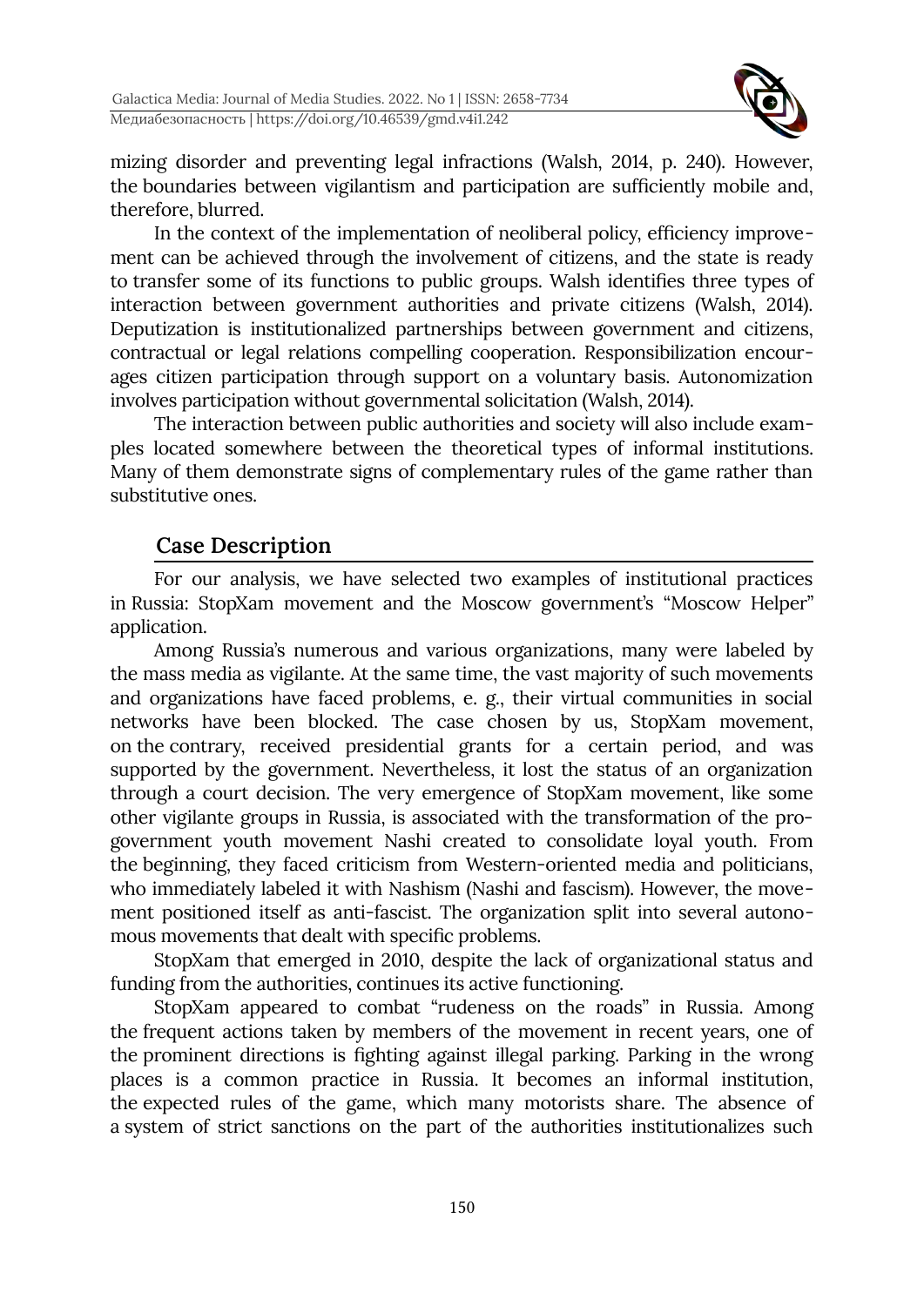mizing disorder and preventing legal infractions (Walsh, 2014, p. 240). However, the boundaries between vigilantism and participation are sufficiently mobile and, therefore, blurred.

In the context of the implementation of neoliberal policy, efficiency improvement can be achieved through the involvement of citizens, and the state is ready to transfer some of its functions to public groups. Walsh identifies three types of interaction between government authorities and private citizens (Walsh, 2014). Deputization is institutionalized partnerships between government and citizens, contractual or legal relations compelling cooperation. Responsibilization encourages citizen participation through support on a voluntary basis. Autonomization involves participation without governmental solicitation (Walsh, 2014).

The interaction between public authorities and society will also include examples located somewhere between the theoretical types of informal institutions. Many of them demonstrate signs of complementary rules of the game rather than substitutive ones.

## Case Description

For our analysis, we have selected two examples of institutional practices in Russia: StopXam movement and the Moscow government's "Moscow Helper" application.

Among Russia's numerous and various organizations, many were labeled by the mass media as vigilante. At the same time, the vast majority of such movements and organizations have faced problems, e. g., their virtual communities in social networks have been blocked. The case chosen by us, StopXam movement, on the contrary, received presidential grants for a certain period, and was supported by the government. Nevertheless, it lost the status of an organization through a court decision. The very emergence of StopXam movement, like some other vigilante groups in Russia, is associated with the transformation of the pro-government youth movement Nashi created to consolidate loyal youth. From the beginning, they faced criticism from Western-oriented media and politicians, who immediately labeled it with Nashism (Nashi and fascism). However, the movement positioned itself as anti-fascist. The organization split into several autonomous movements that dealt with specific problems.

StopXam that emerged in 2010, despite the lack of organizational status and funding from the authorities, continues its active functioning.

StopXam appeared to combat "rudeness on the roads" in Russia. Among the frequent actions taken by members of the movement in recent years, one of the prominent directions is fighting against illegal parking. Parking in the wrong places is a common practice in Russia. It becomes an informal institution, the expected rules of the game, which many motorists share. The absence of a system of strict sanctions on the part of the authorities institutionalizes such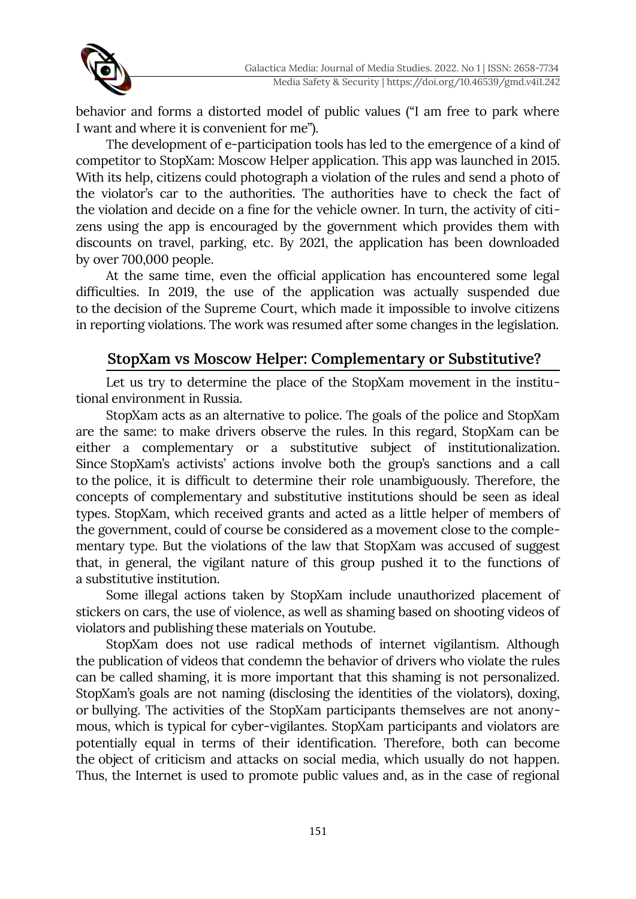behavior and forms a distorted model of public values ("I am free to park where I want and where it is convenient for me").

The development of e-participation tools has led to the emergence of a kind of competitor to StopXam: Moscow Helper application. This app was launched in 2015. With its help, citizens could photograph a violation of the rules and send a photo of the violator's car to the authorities. The authorities have to check the fact of the violation and decide on a fine for the vehicle owner. In turn, the activity of citizens using the app is encouraged by the government which provides them with discounts on travel, parking, etc. By 2021, the application has been downloaded by over 700,000 people.

At the same time, even the official application has encountered some legal difficulties. In 2019, the use of the application was actually suspended due to the decision of the Supreme Court, which made it impossible to involve citizens in reporting violations. The work was resumed after some changes in the legislation.

## StopXam vs Moscow Helper: Complementary or Substitutive?

Let us try to determine the place of the StopXam movement in the institutional environment in Russia.

StopXam acts as an alternative to police. The goals of the police and StopXam are the same: to make drivers observe the rules. In this regard, StopXam can be either a complementary or a substitutive subject of institutionalization. Since StopXam's activists' actions involve both the group's sanctions and a call to the police, it is difficult to determine their role unambiguously. Therefore, the concepts of complementary and substitutive institutions should be seen as ideal types. StopXam, which received grants and acted as a little helper of members of the government, could of course be considered as a movement close to the complementary type. But the violations of the law that StopXam was accused of suggest that, in general, the vigilant nature of this group pushed it to the functions of a substitutive institution.

Some illegal actions taken by StopXam include unauthorized placement of stickers on cars, the use of violence, as well as shaming based on shooting videos of violators and publishing these materials on Youtube.

StopXam does not use radical methods of internet vigilantism. Although the publication of videos that condemn the behavior of drivers who violate the rules can be called shaming, it is more important that this shaming is not personalized. StopXam's goals are not naming (disclosing the identities of the violators), doxing, or bullying. The activities of the StopXam participants themselves are not anonymous, which is typical for cyber-vigilantes. StopXam participants and violators are potentially equal in terms of their identification. Therefore, both can become the object of criticism and attacks on social media, which usually do not happen. Thus, the Internet is used to promote public values and, as in the case of regional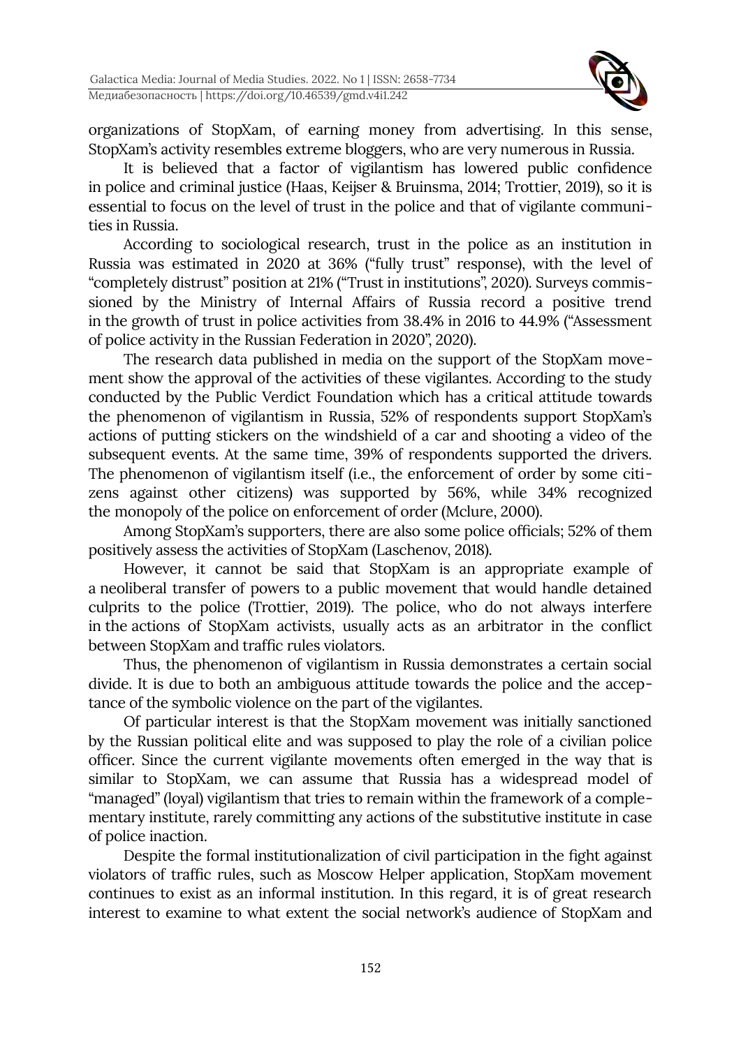organizations of StopXam, of earning money from advertising. In this sense, StopXam's activity resembles extreme bloggers, who are very numerous in Russia.

It is believed that a factor of vigilantism has lowered public confidence in police and criminal justice (Haas, Keijser & Bruinsma, 2014; Trottier, 2019), so it is essential to focus on the level of trust in the police and that of vigilante communities in Russia.

According to sociological research, trust in the police as an institution in Russia was estimated in 2020 at 36% ("fully trust" response), with the level of "completely distrust" position at 21% ("Trust in institutions", 2020). Surveys commissioned by the Ministry of Internal Affairs of Russia record a positive trend in the growth of trust in police activities from 38.4% in 2016 to 44.9% ("Assessment of police activity in the Russian Federation in 2020", 2020).

The research data published in media on the support of the StopXam movement show the approval of the activities of these vigilantes. According to the study conducted by the Public Verdict Foundation which has a critical attitude towards the phenomenon of vigilantism in Russia, 52% of respondents support StopXam's actions of putting stickers on the windshield of a car and shooting a video of the subsequent events. At the same time, 39% of respondents supported the drivers. The phenomenon of vigilantism itself (i.e., the enforcement of order by some citizens against other citizens) was supported by 56%, while 34% recognized the monopoly of the police on enforcement of order (Mclure, 2000).

Among StopXam's supporters, there are also some police officials; 52% of them positively assess the activities of StopXam (Laschenov, 2018).

However, it cannot be said that StopXam is an appropriate example of a neoliberal transfer of powers to a public movement that would handle detained culprits to the police (Trottier, 2019). The police, who do not always interfere in the actions of StopXam activists, usually acts as an arbitrator in the conflict between StopXam and traffic rules violators.

Thus, the phenomenon of vigilantism in Russia demonstrates a certain social divide. It is due to both an ambiguous attitude towards the police and the acceptance of the symbolic violence on the part of the vigilantes.

Of particular interest is that the StopXam movement was initially sanctioned by the Russian political elite and was supposed to play the role of a civilian police officer. Since the current vigilante movements often emerged in the way that is similar to StopXam, we can assume that Russia has a widespread model of "managed" (loyal) vigilantism that tries to remain within the framework of a complementary institute, rarely committing any actions of the substitutive institute in case of police inaction.

Despite the formal institutionalization of civil participation in the fight against violators of traffic rules, such as Moscow Helper application, StopXam movement continues to exist as an informal institution. In this regard, it is of great research interest to examine to what extent the social network's audience of StopXam and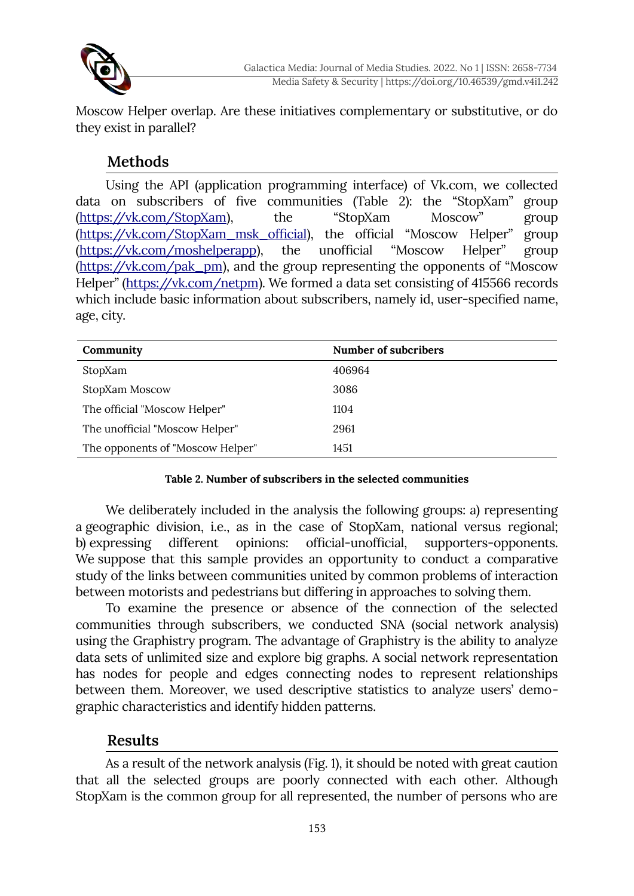Moscow Helper overlap. Are these initiatives complementary or substitutive, or do they exist in parallel?

## Methods

Using the API (application programming interface) of Vk.com, we collected data on subscribers of five communities (Table 2): the "StopXam" group (https://vk.com/StopXam), the "StopXam Moscow" group (https://vk.com/StopXam_msk_official), the official "Moscow Helper" group (https://vk.com/moshelperapp), the unofficial "Moscow Helper" group (https://vk.com/pak_pm), and the group representing the opponents of "Moscow Helper" (https://vk.com/netpm). We formed a data set consisting of 415566 records which include basic information about subscribers, namely id, user-specified name, age, city.

| Community | Number of subcribers |
|---|---|
| StopXam | 406964 |
| StopXam Moscow | 3086 |
| The official "Moscow Helper" | 1104 |
| The unofficial "Moscow Helper" | 2961 |
| The opponents of "Moscow Helper" | 1451 |

**Table 2. Number of subscribers in the selected communities**

We deliberately included in the analysis the following groups: a) representing a geographic division, i.e., as in the case of StopXam, national versus regional; b) expressing different opinions: official-unofficial, supporters-opponents. We suppose that this sample provides an opportunity to conduct a comparative study of the links between communities united by common problems of interaction between motorists and pedestrians but differing in approaches to solving them.

To examine the presence or absence of the connection of the selected communities through subscribers, we conducted SNA (social network analysis) using the Graphistry program. The advantage of Graphistry is the ability to analyze data sets of unlimited size and explore big graphs. A social network representation has nodes for people and edges connecting nodes to represent relationships between them. Moreover, we used descriptive statistics to analyze users' demographic characteristics and identify hidden patterns.

## Results

As a result of the network analysis (Fig. 1), it should be noted with great caution that all the selected groups are poorly connected with each other. Although StopXam is the common group for all represented, the number of persons who are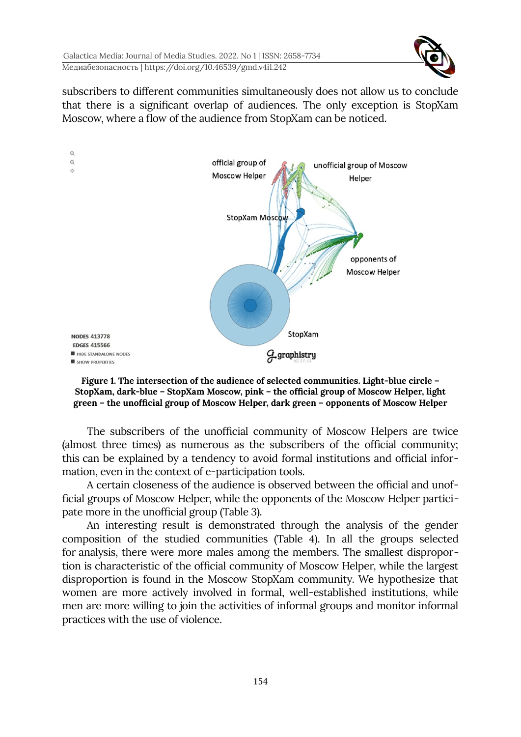subscribers to different communities simultaneously does not allow us to conclude that there is a significant overlap of audiences. The only exception is StopXam Moscow, where a flow of the audience from StopXam can be noticed.

**Figure 1. The intersection of the audience of selected communities. Light-blue circle – StopXam, dark-blue – StopXam Moscow, pink – the official group of Moscow Helper, light green – the unofficial group of Moscow Helper, dark green – opponents of Moscow Helper**

The subscribers of the unofficial community of Moscow Helpers are twice (almost three times) as numerous as the subscribers of the official community; this can be explained by a tendency to avoid formal institutions and official information, even in the context of e-participation tools.

A certain closeness of the audience is observed between the official and unofficial groups of Moscow Helper, while the opponents of the Moscow Helper participate more in the unofficial group (Table 3).

An interesting result is demonstrated through the analysis of the gender composition of the studied communities (Table 4). In all the groups selected for analysis, there were more males among the members. The smallest disproportion is characteristic of the official community of Moscow Helper, while the largest disproportion is found in the Moscow StopXam community. We hypothesize that women are more actively involved in formal, well-established institutions, while men are more willing to join the activities of informal groups and monitor informal practices with the use of violence.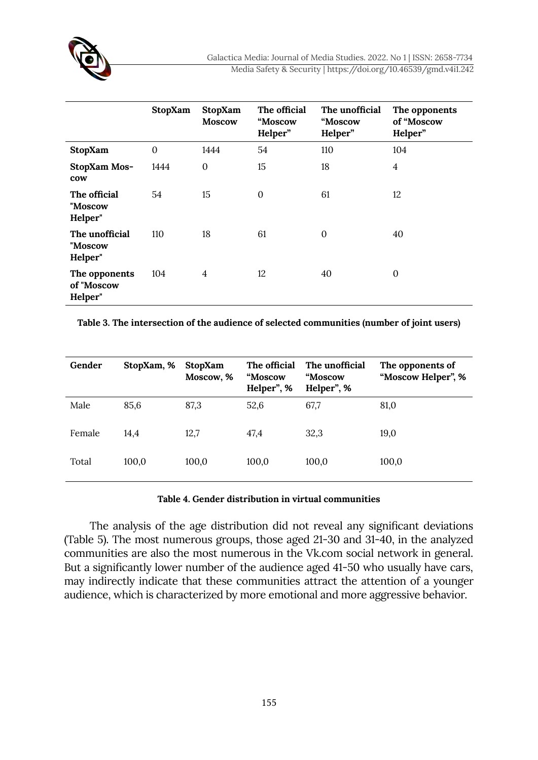| | StopXam | StopXam Moscow | The official "Moscow Helper" | The unofficial "Moscow Helper" | The opponents of "Moscow Helper" |
|---|---|---|---|---|---|
| **StopXam** | 0 | 1444 | 54 | 110 | 104 |
| **StopXam Moscow** | 1444 | 0 | 15 | 18 | 4 |
| **The official "Moscow Helper"** | 54 | 15 | 0 | 61 | 12 |
| **The unofficial "Moscow Helper"** | 110 | 18 | 61 | 0 | 40 |
| **The opponents of "Moscow Helper"** | 104 | 4 | 12 | 40 | 0 |

**Table 3. The intersection of the audience of selected communities (number of joint users)**

| Gender | StopXam, % | StopXam Moscow, % | The official "Moscow Helper", % | The unofficial "Moscow Helper", % | The opponents of "Moscow Helper", % |
|---|---|---|---|---|---|
| Male | 85,6 | 87,3 | 52,6 | 67,7 | 81,0 |
| Female | 14,4 | 12,7 | 47,4 | 32,3 | 19,0 |
| Total | 100,0 | 100,0 | 100,0 | 100,0 | 100,0 |

**Table 4. Gender distribution in virtual communities**

The analysis of the age distribution did not reveal any significant deviations (Table 5). The most numerous groups, those aged 21-30 and 31-40, in the analyzed communities are also the most numerous in the Vk.com social network in general. But a significantly lower number of the audience aged 41-50 who usually have cars, may indirectly indicate that these communities attract the attention of a younger audience, which is characterized by more emotional and more aggressive behavior.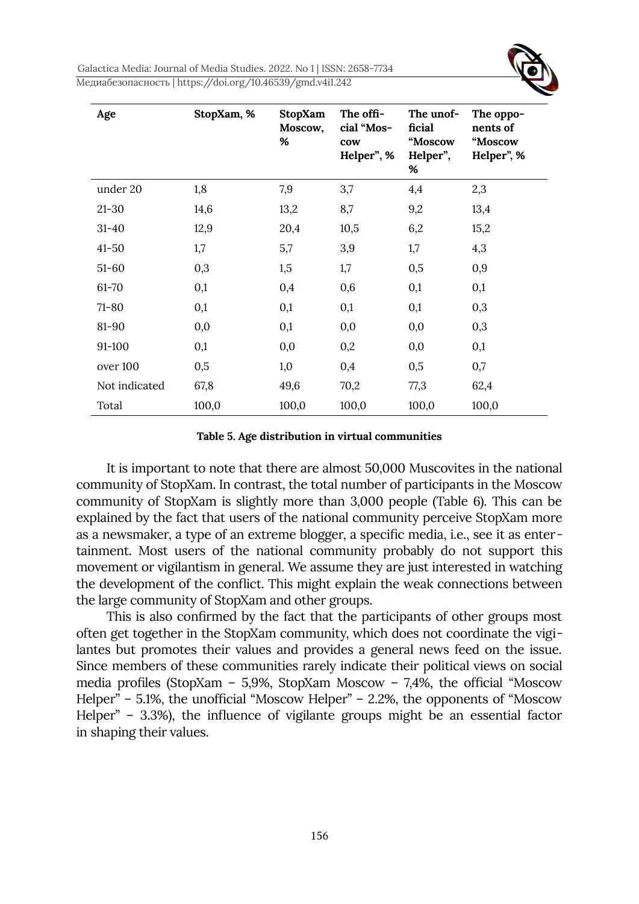| Age | StopXam, % | StopXam Moscow, % | The official "Moscow Helper", % | The unofficial "Moscow Helper", % | The opponents of "Moscow Helper", % |
|---|---|---|---|---|---|
| under 20 | 1,8 | 7,9 | 3,7 | 4,4 | 2,3 |
| 21-30 | 14,6 | 13,2 | 8,7 | 9,2 | 13,4 |
| 31-40 | 12,9 | 20,4 | 10,5 | 6,2 | 15,2 |
| 41-50 | 1,7 | 5,7 | 3,9 | 1,7 | 4,3 |
| 51-60 | 0,3 | 1,5 | 1,7 | 0,5 | 0,9 |
| 61-70 | 0,1 | 0,4 | 0,6 | 0,1 | 0,1 |
| 71-80 | 0,1 | 0,1 | 0,1 | 0,1 | 0,3 |
| 81-90 | 0,0 | 0,1 | 0,0 | 0,0 | 0,3 |
| 91-100 | 0,1 | 0,0 | 0,2 | 0,0 | 0,1 |
| over 100 | 0,5 | 1,0 | 0,4 | 0,5 | 0,7 |
| Not indicated | 67,8 | 49,6 | 70,2 | 77,3 | 62,4 |
| Total | 100,0 | 100,0 | 100,0 | 100,0 | 100,0 |

**Table 5. Age distribution in virtual communities**

It is important to note that there are almost 50,000 Muscovites in the national community of StopXam. In contrast, the total number of participants in the Moscow community of StopXam is slightly more than 3,000 people (Table 6). This can be explained by the fact that users of the national community perceive StopXam more as a newsmaker, a type of an extreme blogger, a specific media, i.e., see it as entertainment. Most users of the national community probably do not support this movement or vigilantism in general. We assume they are just interested in watching the development of the conflict. This might explain the weak connections between the large community of StopXam and other groups.

This is also confirmed by the fact that the participants of other groups most often get together in the StopXam community, which does not coordinate the vigilantes but promotes their values and provides a general news feed on the issue. Since members of these communities rarely indicate their political views on social media profiles (StopXam – 5,9%, StopXam Moscow – 7,4%, the official "Moscow Helper" – 5.1%, the unofficial "Moscow Helper" – 2.2%, the opponents of "Moscow Helper" – 3.3%), the influence of vigilante groups might be an essential factor in shaping their values.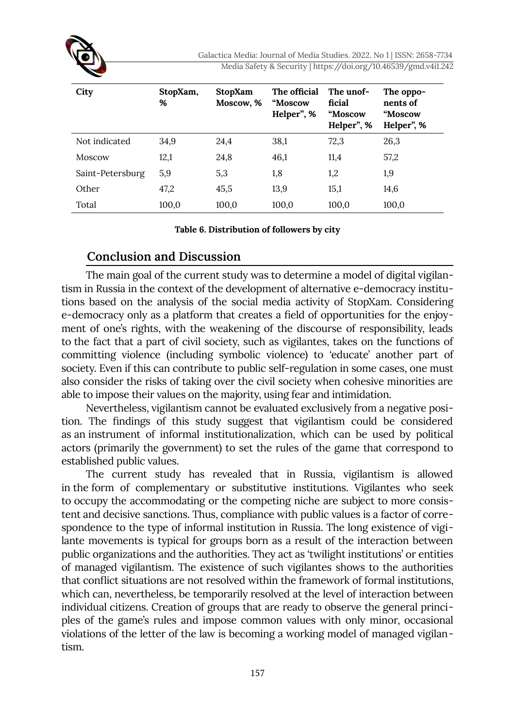| City | StopXam, % | StopXam Moscow, % | The official “Moscow Helper”, % | The unofficial “Moscow Helper”, % | The opponents of “Moscow Helper”, % |
|---|---|---|---|---|---|
| Not indicated | 34,9 | 24,4 | 38,1 | 72,3 | 26,3 |
| Moscow | 12,1 | 24,8 | 46,1 | 11,4 | 57,2 |
| Saint-Petersburg | 5,9 | 5,3 | 1,8 | 1,2 | 1,9 |
| Other | 47,2 | 45,5 | 13,9 | 15,1 | 14,6 |
| Total | 100,0 | 100,0 | 100,0 | 100,0 | 100,0 |

**Table 6. Distribution of followers by city**

## Conclusion and Discussion

The main goal of the current study was to determine a model of digital vigilantism in Russia in the context of the development of alternative e-democracy institutions based on the analysis of the social media activity of StopXam. Considering e-democracy only as a platform that creates a field of opportunities for the enjoyment of one's rights, with the weakening of the discourse of responsibility, leads to the fact that a part of civil society, such as vigilantes, takes on the functions of committing violence (including symbolic violence) to 'educate' another part of society. Even if this can contribute to public self-regulation in some cases, one must also consider the risks of taking over the civil society when cohesive minorities are able to impose their values on the majority, using fear and intimidation.

Nevertheless, vigilantism cannot be evaluated exclusively from a negative position. The findings of this study suggest that vigilantism could be considered as an instrument of informal institutionalization, which can be used by political actors (primarily the government) to set the rules of the game that correspond to established public values.

The current study has revealed that in Russia, vigilantism is allowed in the form of complementary or substitutive institutions. Vigilantes who seek to occupy the accommodating or the competing niche are subject to more consistent and decisive sanctions. Thus, compliance with public values is a factor of correspondence to the type of informal institution in Russia. The long existence of vigilante movements is typical for groups born as a result of the interaction between public organizations and the authorities. They act as 'twilight institutions' or entities of managed vigilantism. The existence of such vigilantes shows to the authorities that conflict situations are not resolved within the framework of formal institutions, which can, nevertheless, be temporarily resolved at the level of interaction between individual citizens. Creation of groups that are ready to observe the general principles of the game's rules and impose common values with only minor, occasional violations of the letter of the law is becoming a working model of managed vigilantism.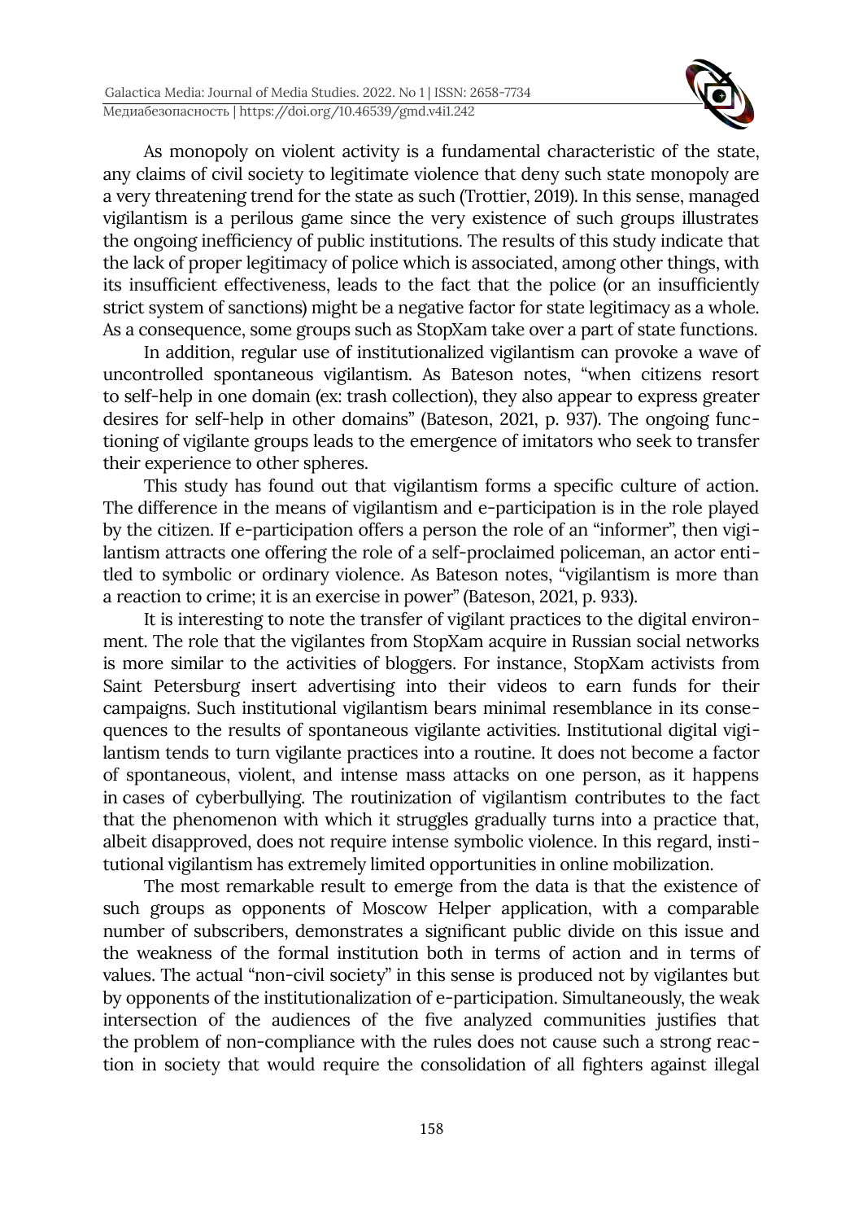As monopoly on violent activity is a fundamental characteristic of the state, any claims of civil society to legitimate violence that deny such state monopoly are a very threatening trend for the state as such (Trottier, 2019). In this sense, managed vigilantism is a perilous game since the very existence of such groups illustrates the ongoing inefficiency of public institutions. The results of this study indicate that the lack of proper legitimacy of police which is associated, among other things, with its insufficient effectiveness, leads to the fact that the police (or an insufficiently strict system of sanctions) might be a negative factor for state legitimacy as a whole. As a consequence, some groups such as StopXam take over a part of state functions.

In addition, regular use of institutionalized vigilantism can provoke a wave of uncontrolled spontaneous vigilantism. As Bateson notes, "when citizens resort to self-help in one domain (ex: trash collection), they also appear to express greater desires for self-help in other domains" (Bateson, 2021, p. 937). The ongoing functioning of vigilante groups leads to the emergence of imitators who seek to transfer their experience to other spheres.

This study has found out that vigilantism forms a specific culture of action. The difference in the means of vigilantism and e-participation is in the role played by the citizen. If e-participation offers a person the role of an "informer", then vigilantism attracts one offering the role of a self-proclaimed policeman, an actor entitled to symbolic or ordinary violence. As Bateson notes, "vigilantism is more than a reaction to crime; it is an exercise in power" (Bateson, 2021, p. 933).

It is interesting to note the transfer of vigilant practices to the digital environment. The role that the vigilantes from StopXam acquire in Russian social networks is more similar to the activities of bloggers. For instance, StopXam activists from Saint Petersburg insert advertising into their videos to earn funds for their campaigns. Such institutional vigilantism bears minimal resemblance in its consequences to the results of spontaneous vigilante activities. Institutional digital vigilantism tends to turn vigilante practices into a routine. It does not become a factor of spontaneous, violent, and intense mass attacks on one person, as it happens in cases of cyberbullying. The routinization of vigilantism contributes to the fact that the phenomenon with which it struggles gradually turns into a practice that, albeit disapproved, does not require intense symbolic violence. In this regard, institutional vigilantism has extremely limited opportunities in online mobilization.

The most remarkable result to emerge from the data is that the existence of such groups as opponents of Moscow Helper application, with a comparable number of subscribers, demonstrates a significant public divide on this issue and the weakness of the formal institution both in terms of action and in terms of values. The actual "non-civil society" in this sense is produced not by vigilantes but by opponents of the institutionalization of e-participation. Simultaneously, the weak intersection of the audiences of the five analyzed communities justifies that the problem of non-compliance with the rules does not cause such a strong reaction in society that would require the consolidation of all fighters against illegal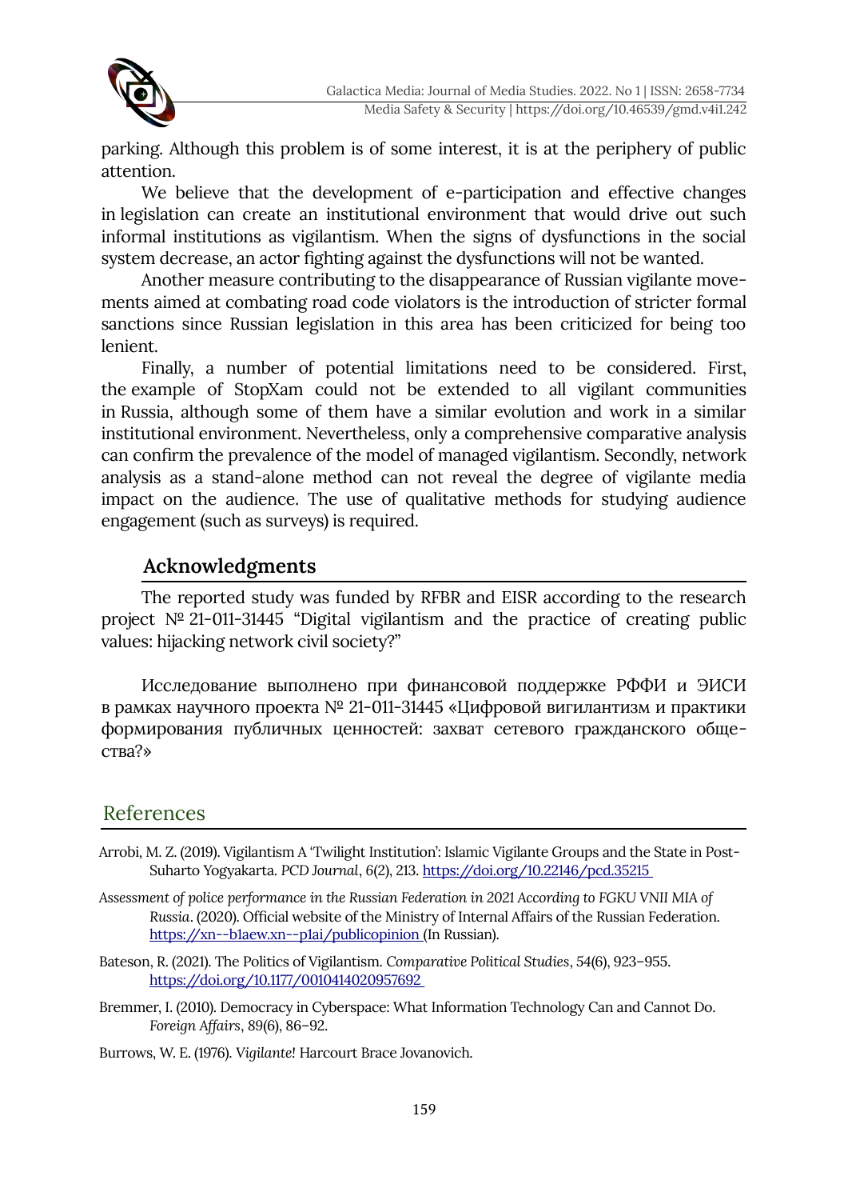parking. Although this problem is of some interest, it is at the periphery of public attention.

We believe that the development of e-participation and effective changes in legislation can create an institutional environment that would drive out such informal institutions as vigilantism. When the signs of dysfunctions in the social system decrease, an actor fighting against the dysfunctions will not be wanted.

Another measure contributing to the disappearance of Russian vigilante movements aimed at combating road code violators is the introduction of stricter formal sanctions since Russian legislation in this area has been criticized for being too lenient.

Finally, a number of potential limitations need to be considered. First, the example of StopXam could not be extended to all vigilant communities in Russia, although some of them have a similar evolution and work in a similar institutional environment. Nevertheless, only a comprehensive comparative analysis can confirm the prevalence of the model of managed vigilantism. Secondly, network analysis as a stand-alone method can not reveal the degree of vigilante media impact on the audience. The use of qualitative methods for studying audience engagement (such as surveys) is required.

## Acknowledgments

The reported study was funded by RFBR and EISR according to the research project № 21-011-31445 "Digital vigilantism and the practice of creating public values: hijacking network civil society?"

Исследование выполнено при финансовой поддержке РФФИ и ЭИСИ в рамках научного проекта № 21-011-31445 «Цифровой вигилантизм и практики формирования публичных ценностей: захват сетевого гражданского общества?»

## References

Arrobi, M. Z. (2019). Vigilantism A 'Twilight Institution': Islamic Vigilante Groups and the State in Post-Suharto Yogyakarta. *PCD Journal*, 6(2), 213. https://doi.org/10.22146/pcd.35215

*Assessment of police performance in the Russian Federation in 2021 According to FGKU VNII MIA of Russia*. (2020). Official website of the Ministry of Internal Affairs of the Russian Federation. https://xn--b1aew.xn--p1ai/publicopinion (In Russian).

Bateson, R. (2021). The Politics of Vigilantism. *Comparative Political Studies*, 54(6), 923–955. https://doi.org/10.1177/0010414020957692

Bremmer, I. (2010). Democracy in Cyberspace: What Information Technology Can and Cannot Do. *Foreign Affairs*, 89(6), 86–92.

Burrows, W. E. (1976). *Vigilante!* Harcourt Brace Jovanovich.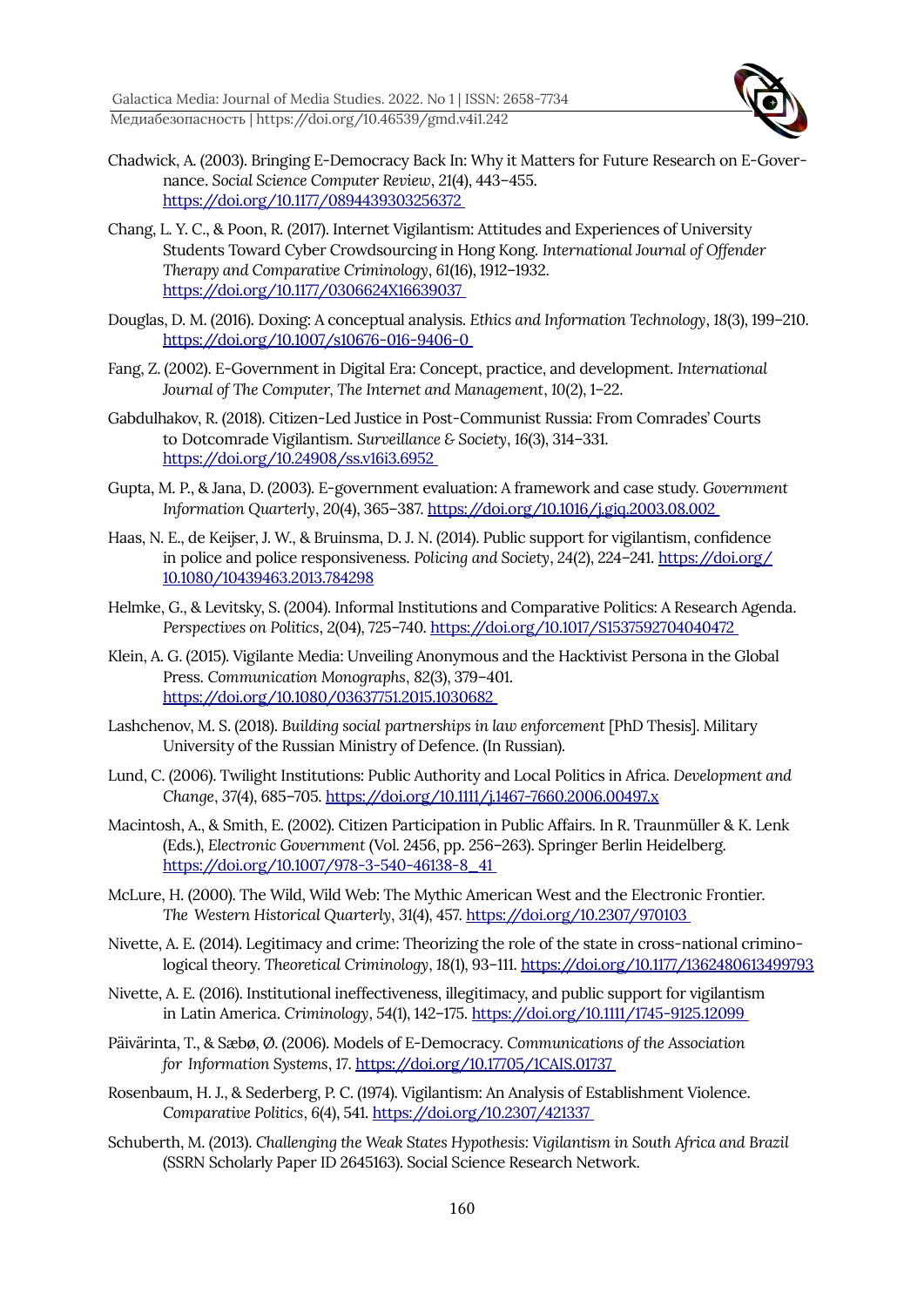Chadwick, A. (2003). Bringing E-Democracy Back In: Why it Matters for Future Research on E-Governance. *Social Science Computer Review*, *21*(4), 443–455. https://doi.org/10.1177/0894439303256372

Chang, L. Y. C., & Poon, R. (2017). Internet Vigilantism: Attitudes and Experiences of University Students Toward Cyber Crowdsourcing in Hong Kong. *International Journal of Offender Therapy and Comparative Criminology*, *61*(16), 1912–1932. https://doi.org/10.1177/0306624X16639037

Douglas, D. M. (2016). Doxing: A conceptual analysis. *Ethics and Information Technology*, *18*(3), 199–210. https://doi.org/10.1007/s10676-016-9406-0

Fang, Z. (2002). E-Government in Digital Era: Concept, practice, and development. *International Journal of The Computer, The Internet and Management*, *10*(2), 1–22.

Gabdulhakov, R. (2018). Citizen-Led Justice in Post-Communist Russia: From Comrades' Courts to Dotcomrade Vigilantism. *Surveillance & Society*, *16*(3), 314–331. https://doi.org/10.24908/ss.v16i3.6952

Gupta, M. P., & Jana, D. (2003). E-government evaluation: A framework and case study. *Government Information Quarterly*, *20*(4), 365–387. https://doi.org/10.1016/j.giq.2003.08.002

Haas, N. E., de Keijser, J. W., & Bruinsma, D. J. N. (2014). Public support for vigilantism, confidence in police and police responsiveness. *Policing and Society*, *24*(2), 224–241. https://doi.org/10.1080/10439463.2013.784298

Helmke, G., & Levitsky, S. (2004). Informal Institutions and Comparative Politics: A Research Agenda. *Perspectives on Politics*, *2*(04), 725–740. https://doi.org/10.1017/S1537592704040472

Klein, A. G. (2015). Vigilante Media: Unveiling Anonymous and the Hacktivist Persona in the Global Press. *Communication Monographs*, *82*(3), 379–401. https://doi.org/10.1080/03637751.2015.1030682

Lashchenov, M. S. (2018). *Building social partnerships in law enforcement* [PhD Thesis]. Military University of the Russian Ministry of Defence. (In Russian).

Lund, C. (2006). Twilight Institutions: Public Authority and Local Politics in Africa. *Development and Change*, *37*(4), 685–705. https://doi.org/10.1111/j.1467-7660.2006.00497.x

Macintosh, A., & Smith, E. (2002). Citizen Participation in Public Affairs. In R. Traunmüller & K. Lenk (Eds.), *Electronic Government* (Vol. 2456, pp. 256–263). Springer Berlin Heidelberg. https://doi.org/10.1007/978-3-540-46138-8_41

McLure, H. (2000). The Wild, Wild Web: The Mythic American West and the Electronic Frontier. *The Western Historical Quarterly*, *31*(4), 457. https://doi.org/10.2307/970103

Nivette, A. E. (2014). Legitimacy and crime: Theorizing the role of the state in cross-national criminological theory. *Theoretical Criminology*, *18*(1), 93–111. https://doi.org/10.1177/1362480613499793

Nivette, A. E. (2016). Institutional ineffectiveness, illegitimacy, and public support for vigilantism in Latin America. *Criminology*, *54*(1), 142–175. https://doi.org/10.1111/1745-9125.12099

Päivärinta, T., & Sæbø, Ø. (2006). Models of E-Democracy. *Communications of the Association for Information Systems*, *17*. https://doi.org/10.17705/1CAIS.01737

Rosenbaum, H. J., & Sederberg, P. C. (1974). Vigilantism: An Analysis of Establishment Violence. *Comparative Politics*, *6*(4), 541. https://doi.org/10.2307/421337

Schuberth, M. (2013). *Challenging the Weak States Hypothesis: Vigilantism in South Africa and Brazil* (SSRN Scholarly Paper ID 2645163). Social Science Research Network.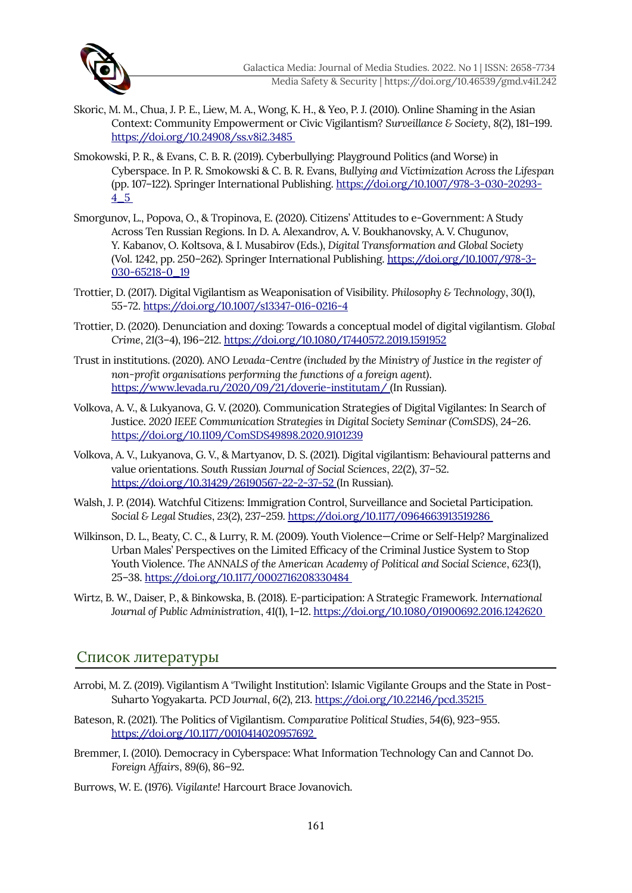Skoric, M. M., Chua, J. P. E., Liew, M. A., Wong, K. H., & Yeo, P. J. (2010). Online Shaming in the Asian Context: Community Empowerment or Civic Vigilantism? *Surveillance & Society*, *8*(2), 181–199. https://doi.org/10.24908/ss.v8i2.3485

Smokowski, P. R., & Evans, C. B. R. (2019). Cyberbullying: Playground Politics (and Worse) in Cyberspace. In P. R. Smokowski & C. B. R. Evans, *Bullying and Victimization Across the Lifespan* (pp. 107–122). Springer International Publishing. https://doi.org/10.1007/978-3-030-20293-4_5

Smorgunov, L., Popova, O., & Tropinova, E. (2020). Citizens' Attitudes to e-Government: A Study Across Ten Russian Regions. In D. A. Alexandrov, A. V. Boukhanovsky, A. V. Chugunov, Y. Kabanov, O. Koltsova, & I. Musabirov (Eds.), *Digital Transformation and Global Society* (Vol. 1242, pp. 250–262). Springer International Publishing. https://doi.org/10.1007/978-3-030-65218-0_19

Trottier, D. (2017). Digital Vigilantism as Weaponisation of Visibility. *Philosophy & Technology*, *30*(1), 55-72. https://doi.org/10.1007/s13347-016-0216-4

Trottier, D. (2020). Denunciation and doxing: Towards a conceptual model of digital vigilantism. *Global Crime*, *21*(3–4), 196–212. https://doi.org/10.1080/17440572.2019.1591952

Trust in institutions. (2020). *ANO Levada-Centre (included by the Ministry of Justice in the register of non-profit organisations performing the functions of a foreign agent)*. https://www.levada.ru/2020/09/21/doverie-institutam/ (In Russian).

Volkova, A. V., & Lukyanova, G. V. (2020). Communication Strategies of Digital Vigilantes: In Search of Justice. *2020 IEEE Communication Strategies in Digital Society Seminar (ComSDS)*, 24–26. https://doi.org/10.1109/ComSDS49898.2020.9101239

Volkova, A. V., Lukyanova, G. V., & Martyanov, D. S. (2021). Digital vigilantism: Behavioural patterns and value orientations. *South Russian Journal of Social Sciences*, *22*(2), 37–52. https://doi.org/10.31429/26190567-22-2-37-52 (In Russian).

Walsh, J. P. (2014). Watchful Citizens: Immigration Control, Surveillance and Societal Participation. *Social & Legal Studies*, *23*(2), 237–259. https://doi.org/10.1177/0964663913519286

Wilkinson, D. L., Beaty, C. C., & Lurry, R. M. (2009). Youth Violence—Crime or Self-Help? Marginalized Urban Males' Perspectives on the Limited Efficacy of the Criminal Justice System to Stop Youth Violence. *The ANNALS of the American Academy of Political and Social Science*, *623*(1), 25–38. https://doi.org/10.1177/0002716208330484

Wirtz, B. W., Daiser, P., & Binkowska, B. (2018). E-participation: A Strategic Framework. *International Journal of Public Administration*, *41*(1), 1–12. https://doi.org/10.1080/01900692.2016.1242620

## Список литературы

Arrobi, M. Z. (2019). Vigilantism A 'Twilight Institution': Islamic Vigilante Groups and the State in Post-Suharto Yogyakarta. *PCD Journal*, *6*(2), 213. https://doi.org/10.22146/pcd.35215

Bateson, R. (2021). The Politics of Vigilantism. *Comparative Political Studies*, *54*(6), 923–955. https://doi.org/10.1177/0010414020957692

Bremmer, I. (2010). Democracy in Cyberspace: What Information Technology Can and Cannot Do. *Foreign Affairs*, *89*(6), 86–92.

Burrows, W. E. (1976). *Vigilante!* Harcourt Brace Jovanovich.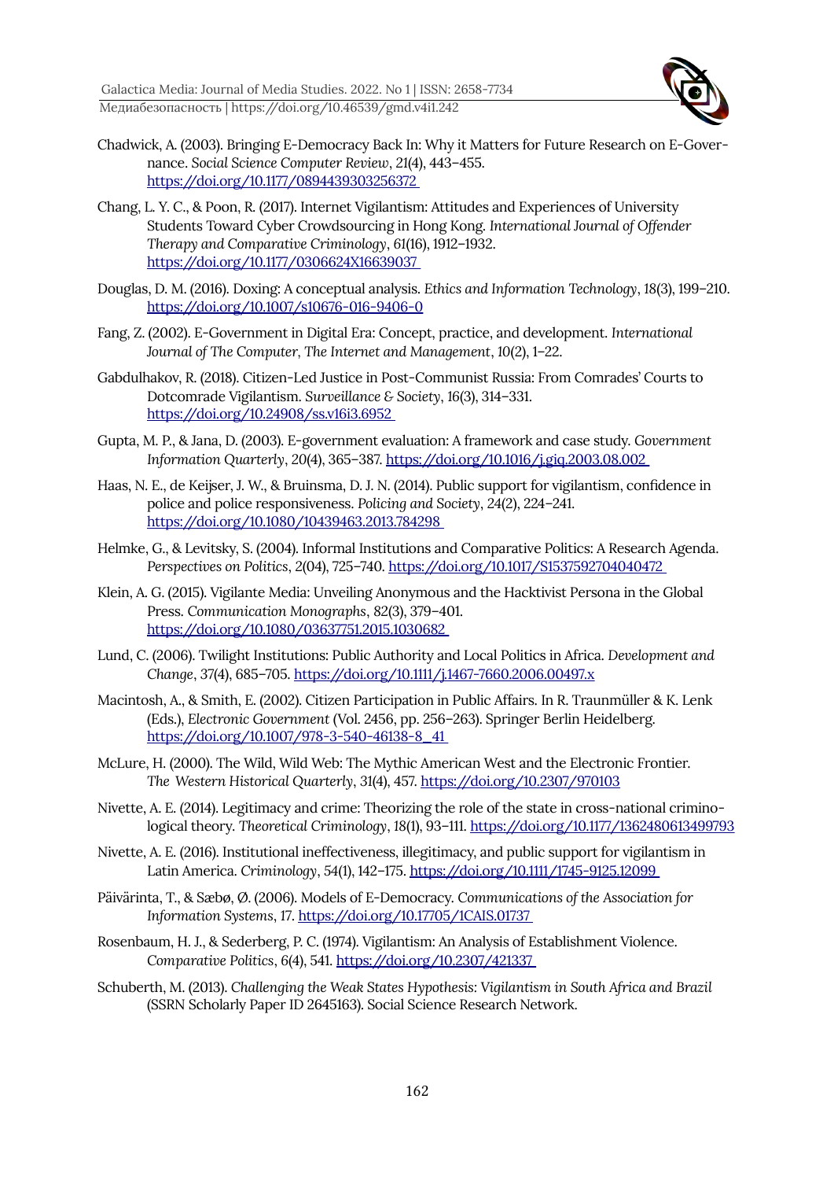Chadwick, A. (2003). Bringing E-Democracy Back In: Why it Matters for Future Research on E-Governance. *Social Science Computer Review*, *21*(4), 443–455. https://doi.org/10.1177/0894439303256372

Chang, L. Y. C., & Poon, R. (2017). Internet Vigilantism: Attitudes and Experiences of University Students Toward Cyber Crowdsourcing in Hong Kong. *International Journal of Offender Therapy and Comparative Criminology*, *61*(16), 1912–1932. https://doi.org/10.1177/0306624X16639037

Douglas, D. M. (2016). Doxing: A conceptual analysis. *Ethics and Information Technology*, *18*(3), 199–210. https://doi.org/10.1007/s10676-016-9406-0

Fang, Z. (2002). E-Government in Digital Era: Concept, practice, and development. *International Journal of The Computer, The Internet and Management*, *10*(2), 1–22.

Gabdulhakov, R. (2018). Citizen-Led Justice in Post-Communist Russia: From Comrades' Courts to Dotcomrade Vigilantism. *Surveillance & Society*, *16*(3), 314–331. https://doi.org/10.24908/ss.v16i3.6952

Gupta, M. P., & Jana, D. (2003). E-government evaluation: A framework and case study. *Government Information Quarterly*, *20*(4), 365–387. https://doi.org/10.1016/j.giq.2003.08.002

Haas, N. E., de Keijser, J. W., & Bruinsma, D. J. N. (2014). Public support for vigilantism, confidence in police and police responsiveness. *Policing and Society*, *24*(2), 224–241. https://doi.org/10.1080/10439463.2013.784298

Helmke, G., & Levitsky, S. (2004). Informal Institutions and Comparative Politics: A Research Agenda. *Perspectives on Politics*, *2*(04), 725–740. https://doi.org/10.1017/S1537592704040472

Klein, A. G. (2015). Vigilante Media: Unveiling Anonymous and the Hacktivist Persona in the Global Press. *Communication Monographs*, *82*(3), 379–401. https://doi.org/10.1080/03637751.2015.1030682

Lund, C. (2006). Twilight Institutions: Public Authority and Local Politics in Africa. *Development and Change*, *37*(4), 685–705. https://doi.org/10.1111/j.1467-7660.2006.00497.x

Macintosh, A., & Smith, E. (2002). Citizen Participation in Public Affairs. In R. Traunmüller & K. Lenk (Eds.), *Electronic Government* (Vol. 2456, pp. 256–263). Springer Berlin Heidelberg. https://doi.org/10.1007/978-3-540-46138-8_41

McLure, H. (2000). The Wild, Wild Web: The Mythic American West and the Electronic Frontier. *The Western Historical Quarterly*, *31*(4), 457. https://doi.org/10.2307/970103

Nivette, A. E. (2014). Legitimacy and crime: Theorizing the role of the state in cross-national criminological theory. *Theoretical Criminology*, *18*(1), 93–111. https://doi.org/10.1177/1362480613499793

Nivette, A. E. (2016). Institutional ineffectiveness, illegitimacy, and public support for vigilantism in Latin America. *Criminology*, *54*(1), 142–175. https://doi.org/10.1111/1745-9125.12099

Päivärinta, T., & Sæbø, Ø. (2006). Models of E-Democracy. *Communications of the Association for Information Systems*, *17*. https://doi.org/10.17705/1CAIS.01737

Rosenbaum, H. J., & Sederberg, P. C. (1974). Vigilantism: An Analysis of Establishment Violence. *Comparative Politics*, *6*(4), 541. https://doi.org/10.2307/421337

Schuberth, M. (2013). *Challenging the Weak States Hypothesis: Vigilantism in South Africa and Brazil* (SSRN Scholarly Paper ID 2645163). Social Science Research Network.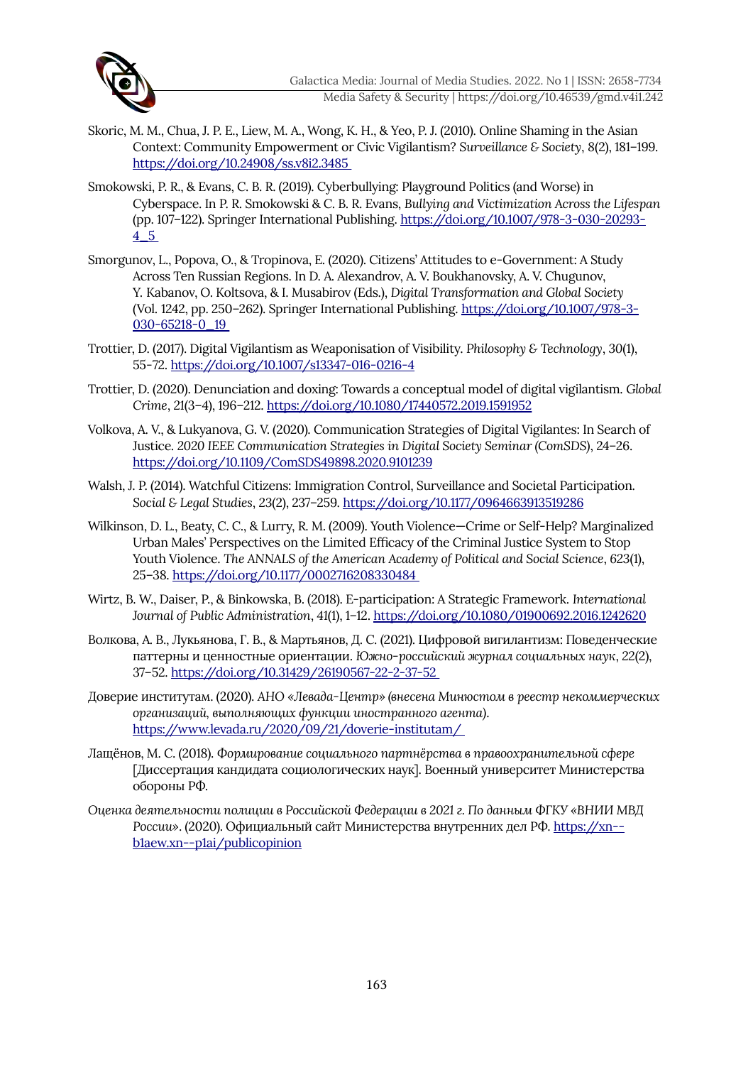Skoric, M. M., Chua, J. P. E., Liew, M. A., Wong, K. H., & Yeo, P. J. (2010). Online Shaming in the Asian Context: Community Empowerment or Civic Vigilantism? *Surveillance & Society*, 8(2), 181–199. https://doi.org/10.24908/ss.v8i2.3485

Smokowski, P. R., & Evans, C. B. R. (2019). Cyberbullying: Playground Politics (and Worse) in Cyberspace. In P. R. Smokowski & C. B. R. Evans, *Bullying and Victimization Across the Lifespan* (pp. 107–122). Springer International Publishing. https://doi.org/10.1007/978-3-030-20293-4_5

Smorgunov, L., Popova, O., & Tropinova, E. (2020). Citizens' Attitudes to e-Government: A Study Across Ten Russian Regions. In D. A. Alexandrov, A. V. Boukhanovsky, A. V. Chugunov, Y. Kabanov, O. Koltsova, & I. Musabirov (Eds.), *Digital Transformation and Global Society* (Vol. 1242, pp. 250–262). Springer International Publishing. https://doi.org/10.1007/978-3-030-65218-0_19

Trottier, D. (2017). Digital Vigilantism as Weaponisation of Visibility. *Philosophy & Technology*, 30(1), 55-72. https://doi.org/10.1007/s13347-016-0216-4

Trottier, D. (2020). Denunciation and doxing: Towards a conceptual model of digital vigilantism. *Global Crime*, 21(3–4), 196–212. https://doi.org/10.1080/17440572.2019.1591952

Volkova, A. V., & Lukyanova, G. V. (2020). Communication Strategies of Digital Vigilantes: In Search of Justice. *2020 IEEE Communication Strategies in Digital Society Seminar (ComSDS)*, 24–26. https://doi.org/10.1109/ComSDS49898.2020.9101239

Walsh, J. P. (2014). Watchful Citizens: Immigration Control, Surveillance and Societal Participation. *Social & Legal Studies*, 23(2), 237–259. https://doi.org/10.1177/0964663913519286

Wilkinson, D. L., Beaty, C. C., & Lurry, R. M. (2009). Youth Violence—Crime or Self-Help? Marginalized Urban Males' Perspectives on the Limited Efficacy of the Criminal Justice System to Stop Youth Violence. *The ANNALS of the American Academy of Political and Social Science*, 623(1), 25–38. https://doi.org/10.1177/0002716208330484

Wirtz, B. W., Daiser, P., & Binkowska, B. (2018). E-participation: A Strategic Framework. *International Journal of Public Administration*, 41(1), 1–12. https://doi.org/10.1080/01900692.2016.1242620

Волкова, А. В., Лукьянова, Г. В., & Мартьянов, Д. С. (2021). Цифровой вигилантизм: Поведенческие паттерны и ценностные ориентации. *Южно-российский журнал социальных наук*, 22(2), 37–52. https://doi.org/10.31429/26190567-22-2-37-52

Доверие институтам. (2020). *АНО «Левада-Центр» (внесена Минюстом в реестр некоммерческих организаций, выполняющих функции иностранного агента).* https://www.levada.ru/2020/09/21/doverie-institutam/

Лащёнов, М. С. (2018). *Формирование социального партнёрства в правоохранительной сфере* [Диссертация кандидата социологических наук]. Военный университет Министерства обороны РФ.

*Оценка деятельности полиции в Российской Федерации в 2021 г. По данным ФГКУ «ВНИИ МВД России»*. (2020). Официальный сайт Министерства внутренних дел РФ. https://xn--b1aew.xn--p1ai/publicopinion